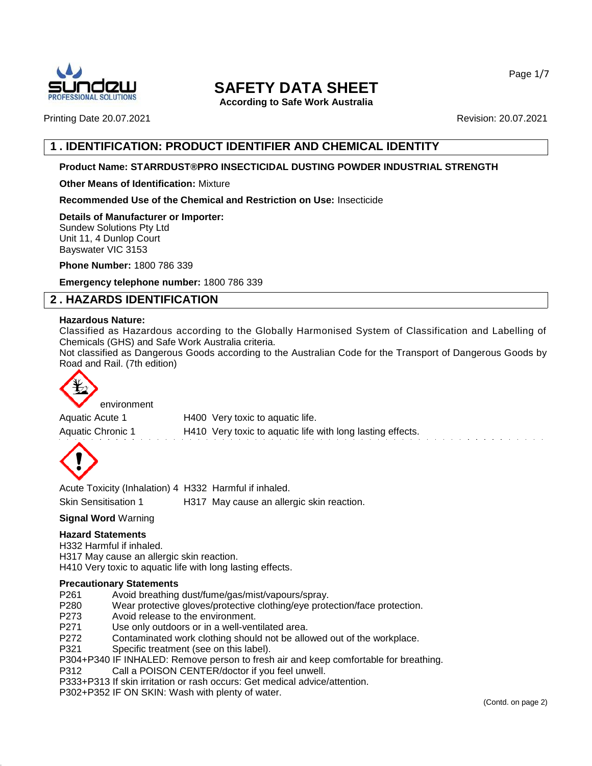# SAFETY DATA SHEET

**According to Safe Work Australia**

Printing Date 20.07.2021

Revision: 20.07.2021

## 1 . IDENTIFICATION: PRODUCT IDENTIFIER AND CHEMICAL IDENTITY

**Product Name: STARRDUST®PRO INSECTICIDAL DUSTING POWDER INDUSTRIAL STRENGTH**

**Other Means of Identification:** Mixture

**Recommended Use of the Chemical and Restriction on Use:** Insecticide

**Details of Manufacturer or Importer:**
Sundew Solutions Pty Ltd
Unit 11, 4 Dunlop Court
Bayswater VIC 3153

**Phone Number:** 1800 786 339

**Emergency telephone number:** 1800 786 339

## 2 . HAZARDS IDENTIFICATION

**Hazardous Nature:**
Classified as Hazardous according to the Globally Harmonised System of Classification and Labelling of Chemicals (GHS) and Safe Work Australia criteria.
Not classified as Dangerous Goods according to the Australian Code for the Transport of Dangerous Goods by Road and Rail. (7th edition)

environment

| | | |
|---|---|---|
| Aquatic Acute 1 | H400 | Very toxic to aquatic life. |
| Aquatic Chronic 1 | H410 | Very toxic to aquatic life with long lasting effects. |

| | | |
|---|---|---|
| Acute Toxicity (Inhalation) 4 | H332 | Harmful if inhaled. |
| Skin Sensitisation 1 | H317 | May cause an allergic skin reaction. |

**Signal Word** Warning

**Hazard Statements**
H332 Harmful if inhaled.
H317 May cause an allergic skin reaction.
H410 Very toxic to aquatic life with long lasting effects.

**Precautionary Statements**
P261 Avoid breathing dust/fume/gas/mist/vapours/spray.
P280 Wear protective gloves/protective clothing/eye protection/face protection.
P273 Avoid release to the environment.
P271 Use only outdoors or in a well-ventilated area.
P272 Contaminated work clothing should not be allowed out of the workplace.
P321 Specific treatment (see on this label).
P304+P340 IF INHALED: Remove person to fresh air and keep comfortable for breathing.
P312 Call a POISON CENTER/doctor if you feel unwell.
P333+P313 If skin irritation or rash occurs: Get medical advice/attention.
P302+P352 IF ON SKIN: Wash with plenty of water.

(Contd. on page 2)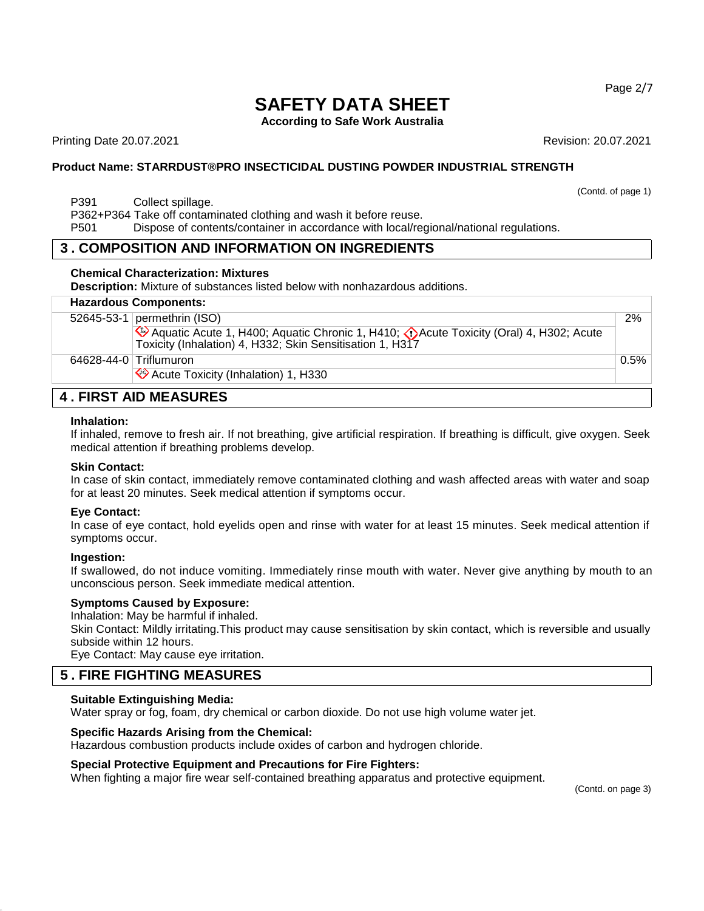(Contd. of page 1)

P391 Collect spillage.
P362+P364 Take off contaminated clothing and wash it before reuse.
P501 Dispose of contents/container in accordance with local/regional/national regulations.

## 3 . COMPOSITION AND INFORMATION ON INGREDIENTS

**Chemical Characterization: Mixtures**

**Description:** Mixture of substances listed below with nonhazardous additions.

| **Hazardous Components:** | | |
|---|---|---|
| 52645-53-1 | permethrin (ISO) | 2% |
| | Aquatic Acute 1, H400; Aquatic Chronic 1, H410; Acute Toxicity (Oral) 4, H302; Acute Toxicity (Inhalation) 4, H332; Skin Sensitisation 1, H317 | |
| 64628-44-0 | Triflumuron | 0.5% |
| | Acute Toxicity (Inhalation) 1, H330 | |

## 4 . FIRST AID MEASURES

**Inhalation:**
If inhaled, remove to fresh air. If not breathing, give artificial respiration. If breathing is difficult, give oxygen. Seek medical attention if breathing problems develop.

**Skin Contact:**
In case of skin contact, immediately remove contaminated clothing and wash affected areas with water and soap for at least 20 minutes. Seek medical attention if symptoms occur.

**Eye Contact:**
In case of eye contact, hold eyelids open and rinse with water for at least 15 minutes. Seek medical attention if symptoms occur.

**Ingestion:**
If swallowed, do not induce vomiting. Immediately rinse mouth with water. Never give anything by mouth to an unconscious person. Seek immediate medical attention.

**Symptoms Caused by Exposure:**
Inhalation: May be harmful if inhaled.
Skin Contact: Mildly irritating.This product may cause sensitisation by skin contact, which is reversible and usually subside within 12 hours.
Eye Contact: May cause eye irritation.

## 5 . FIRE FIGHTING MEASURES

**Suitable Extinguishing Media:**
Water spray or fog, foam, dry chemical or carbon dioxide. Do not use high volume water jet.

**Specific Hazards Arising from the Chemical:**
Hazardous combustion products include oxides of carbon and hydrogen chloride.

**Special Protective Equipment and Precautions for Fire Fighters:**
When fighting a major fire wear self-contained breathing apparatus and protective equipment.

(Contd. on page 3)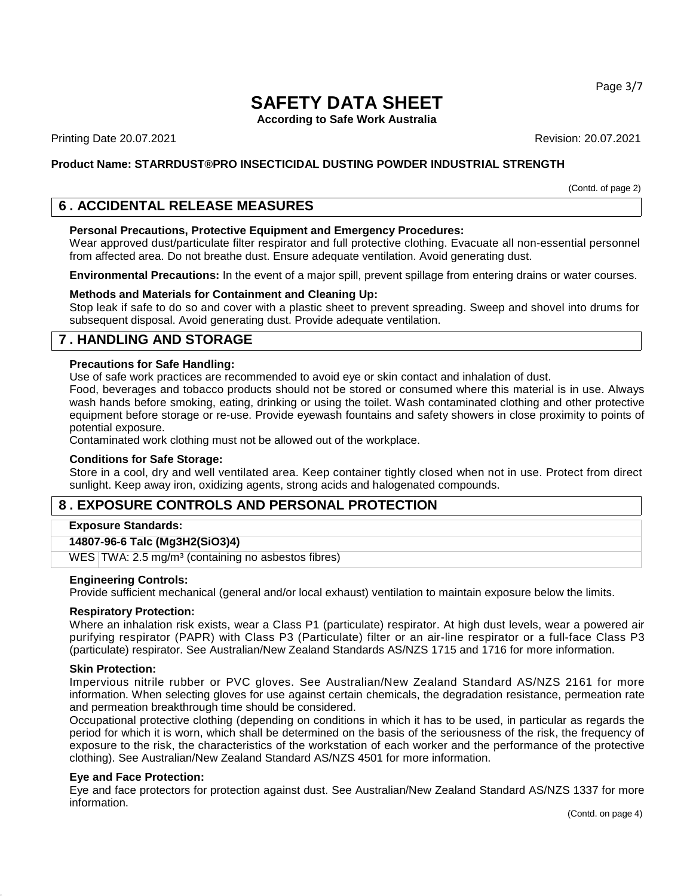# SAFETY DATA SHEET

**According to Safe Work Australia**

Printing Date 20.07.2021 Revision: 20.07.2021

**Product Name: STARRDUST®PRO INSECTICIDAL DUSTING POWDER INDUSTRIAL STRENGTH**

(Contd. of page 2)

## 6 . ACCIDENTAL RELEASE MEASURES

**Personal Precautions, Protective Equipment and Emergency Procedures:**
Wear approved dust/particulate filter respirator and full protective clothing. Evacuate all non-essential personnel from affected area. Do not breathe dust. Ensure adequate ventilation. Avoid generating dust.

**Environmental Precautions:** In the event of a major spill, prevent spillage from entering drains or water courses.

**Methods and Materials for Containment and Cleaning Up:**
Stop leak if safe to do so and cover with a plastic sheet to prevent spreading. Sweep and shovel into drums for subsequent disposal. Avoid generating dust. Provide adequate ventilation.

## 7 . HANDLING AND STORAGE

**Precautions for Safe Handling:**
Use of safe work practices are recommended to avoid eye or skin contact and inhalation of dust.
Food, beverages and tobacco products should not be stored or consumed where this material is in use. Always wash hands before smoking, eating, drinking or using the toilet. Wash contaminated clothing and other protective equipment before storage or re-use. Provide eyewash fountains and safety showers in close proximity to points of potential exposure.
Contaminated work clothing must not be allowed out of the workplace.

**Conditions for Safe Storage:**
Store in a cool, dry and well ventilated area. Keep container tightly closed when not in use. Protect from direct sunlight. Keep away iron, oxidizing agents, strong acids and halogenated compounds.

## 8 . EXPOSURE CONTROLS AND PERSONAL PROTECTION

| **Exposure Standards:** | |
|---|---|
| **14807-96-6 Talc ($Mg_3H_2(SiO_3)_4$)** | |
| WES | TWA: 2.5 mg/m³ (containing no asbestos fibres) |

**Engineering Controls:**
Provide sufficient mechanical (general and/or local exhaust) ventilation to maintain exposure below the limits.

**Respiratory Protection:**
Where an inhalation risk exists, wear a Class P1 (particulate) respirator. At high dust levels, wear a powered air purifying respirator (PAPR) with Class P3 (Particulate) filter or an air-line respirator or a full-face Class P3 (particulate) respirator. See Australian/New Zealand Standards AS/NZS 1715 and 1716 for more information.

**Skin Protection:**
Impervious nitrile rubber or PVC gloves. See Australian/New Zealand Standard AS/NZS 2161 for more information. When selecting gloves for use against certain chemicals, the degradation resistance, permeation rate and permeation breakthrough time should be considered.
Occupational protective clothing (depending on conditions in which it has to be used, in particular as regards the period for which it is worn, which shall be determined on the basis of the seriousness of the risk, the frequency of exposure to the risk, the characteristics of the workstation of each worker and the performance of the protective clothing). See Australian/New Zealand Standard AS/NZS 4501 for more information.

**Eye and Face Protection:**
Eye and face protectors for protection against dust. See Australian/New Zealand Standard AS/NZS 1337 for more information.

(Contd. on page 4)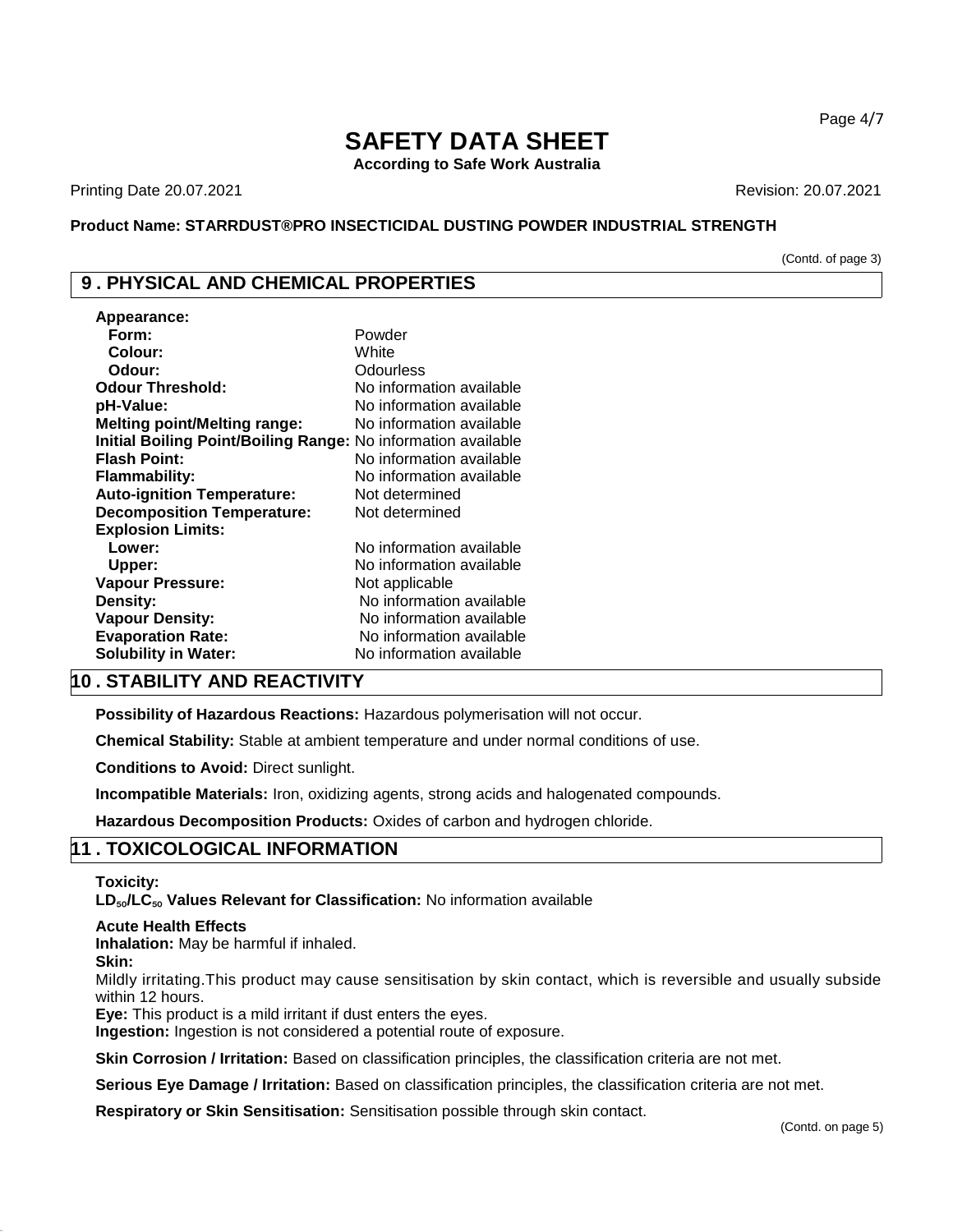# SAFETY DATA SHEET

**According to Safe Work Australia**

Printing Date 20.07.2021 Revision: 20.07.2021

**Product Name: STARRDUST®PRO INSECTICIDAL DUSTING POWDER INDUSTRIAL STRENGTH**

(Contd. of page 3)

## 9 . PHYSICAL AND CHEMICAL PROPERTIES

| | |
|---|---|
| **Appearance:** | |
| **Form:** | Powder |
| **Colour:** | White |
| **Odour:** | Odourless |
| **Odour Threshold:** | No information available |
| **pH-Value:** | No information available |
| **Melting point/Melting range:** | No information available |
| **Initial Boiling Point/Boiling Range:** | No information available |
| **Flash Point:** | No information available |
| **Flammability:** | No information available |
| **Auto-ignition Temperature:** | Not determined |
| **Decomposition Temperature:** | Not determined |
| **Explosion Limits:** | |
| **Lower:** | No information available |
| **Upper:** | No information available |
| **Vapour Pressure:** | Not applicable |
| **Density:** | No information available |
| **Vapour Density:** | No information available |
| **Evaporation Rate:** | No information available |
| **Solubility in Water:** | No information available |

## 10 . STABILITY AND REACTIVITY

**Possibility of Hazardous Reactions:** Hazardous polymerisation will not occur.

**Chemical Stability:** Stable at ambient temperature and under normal conditions of use.

**Conditions to Avoid:** Direct sunlight.

**Incompatible Materials:** Iron, oxidizing agents, strong acids and halogenated compounds.

**Hazardous Decomposition Products:** Oxides of carbon and hydrogen chloride.

## 11 . TOXICOLOGICAL INFORMATION

**Toxicity:**

**$LD_{50}/LC_{50}$ Values Relevant for Classification:** No information available

**Acute Health Effects**

**Inhalation:** May be harmful if inhaled.

**Skin:**

Mildly irritating.This product may cause sensitisation by skin contact, which is reversible and usually subside within 12 hours.

**Eye:** This product is a mild irritant if dust enters the eyes.

**Ingestion:** Ingestion is not considered a potential route of exposure.

**Skin Corrosion / Irritation:** Based on classification principles, the classification criteria are not met.

**Serious Eye Damage / Irritation:** Based on classification principles, the classification criteria are not met.

**Respiratory or Skin Sensitisation:** Sensitisation possible through skin contact.

(Contd. on page 5)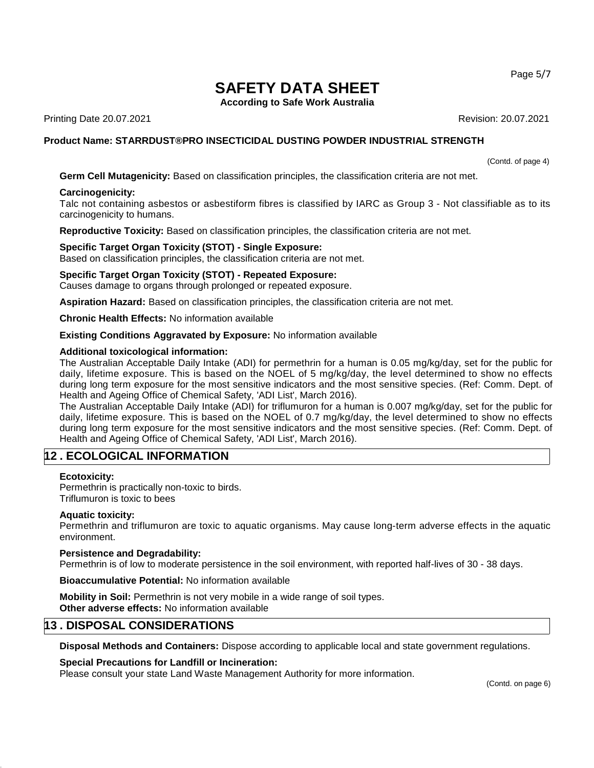(Contd. of page 4)

**Germ Cell Mutagenicity:** Based on classification principles, the classification criteria are not met.

**Carcinogenicity:**
Talc not containing asbestos or asbestiform fibres is classified by IARC as Group 3 - Not classifiable as to its carcinogenicity to humans.

**Reproductive Toxicity:** Based on classification principles, the classification criteria are not met.

**Specific Target Organ Toxicity (STOT) - Single Exposure:**
Based on classification principles, the classification criteria are not met.

**Specific Target Organ Toxicity (STOT) - Repeated Exposure:**
Causes damage to organs through prolonged or repeated exposure.

**Aspiration Hazard:** Based on classification principles, the classification criteria are not met.

**Chronic Health Effects:** No information available

**Existing Conditions Aggravated by Exposure:** No information available

**Additional toxicological information:**
The Australian Acceptable Daily Intake (ADI) for permethrin for a human is 0.05 mg/kg/day, set for the public for daily, lifetime exposure. This is based on the NOEL of 5 mg/kg/day, the level determined to show no effects during long term exposure for the most sensitive indicators and the most sensitive species. (Ref: Comm. Dept. of Health and Ageing Office of Chemical Safety, 'ADI List', March 2016).
The Australian Acceptable Daily Intake (ADI) for triflumuron for a human is 0.007 mg/kg/day, set for the public for daily, lifetime exposure. This is based on the NOEL of 0.7 mg/kg/day, the level determined to show no effects during long term exposure for the most sensitive indicators and the most sensitive species. (Ref: Comm. Dept. of Health and Ageing Office of Chemical Safety, 'ADI List', March 2016).

## 12 . ECOLOGICAL INFORMATION

**Ecotoxicity:**
Permethrin is practically non-toxic to birds.
Triflumuron is toxic to bees

**Aquatic toxicity:**
Permethrin and triflumuron are toxic to aquatic organisms. May cause long-term adverse effects in the aquatic environment.

**Persistence and Degradability:**
Permethrin is of low to moderate persistence in the soil environment, with reported half-lives of 30 - 38 days.

**Bioaccumulative Potential:** No information available

**Mobility in Soil:** Permethrin is not very mobile in a wide range of soil types.
**Other adverse effects:** No information available

## 13 . DISPOSAL CONSIDERATIONS

**Disposal Methods and Containers:** Dispose according to applicable local and state government regulations.

**Special Precautions for Landfill or Incineration:**
Please consult your state Land Waste Management Authority for more information.

(Contd. on page 6)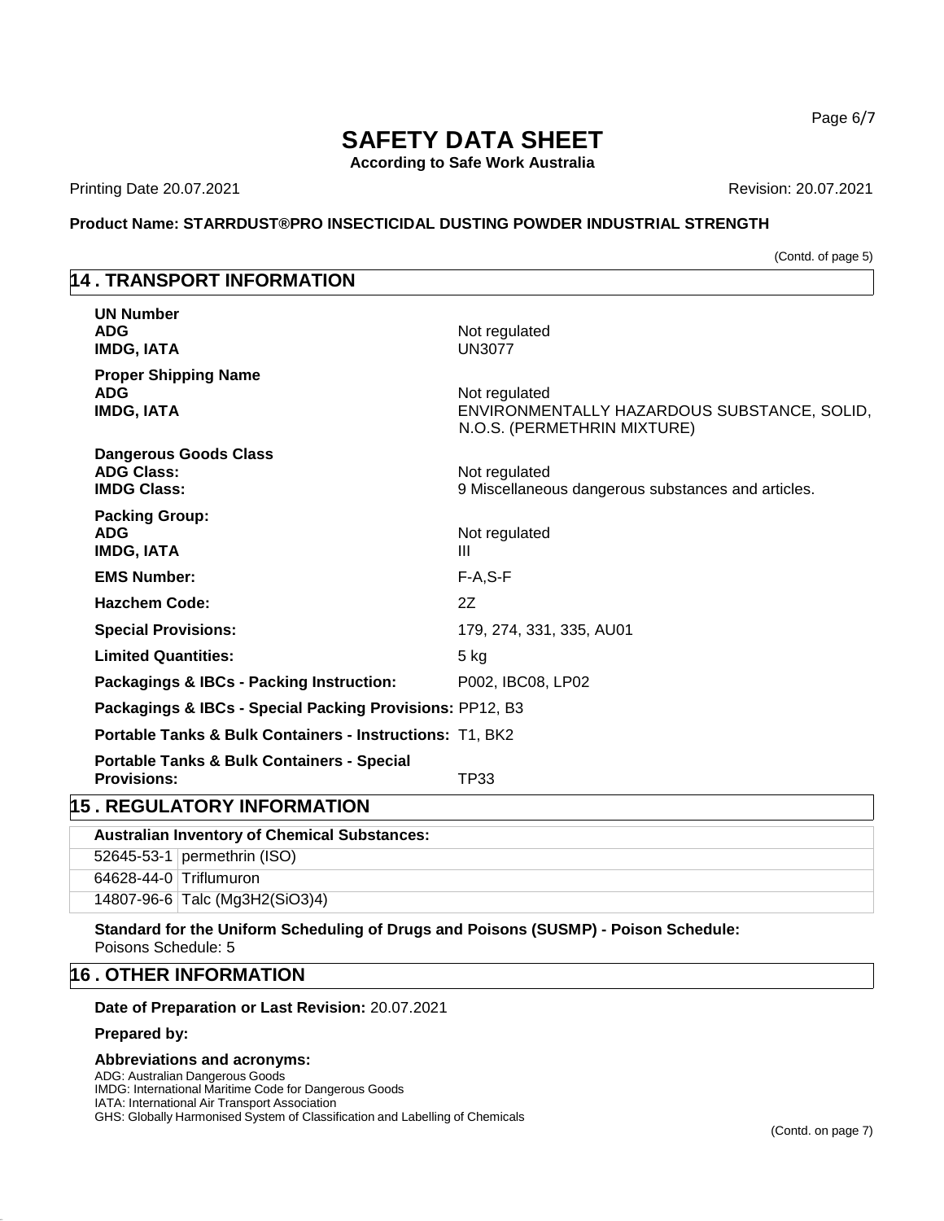(Contd. of page 5)

## 14 . TRANSPORT INFORMATION

**UN Number**

| | |
|---|---|
| **ADG** | Not regulated |
| **IMDG, IATA** | UN3077 |

**Proper Shipping Name**

| | |
|---|---|
| **ADG** | Not regulated |
| **IMDG, IATA** | ENVIRONMENTALLY HAZARDOUS SUBSTANCE, SOLID, N.O.S. (PERMETHRIN MIXTURE) |

**Dangerous Goods Class**

| | |
|---|---|
| **ADG Class:** | Not regulated |
| **IMDG Class:** | 9 Miscellaneous dangerous substances and articles. |

**Packing Group:**

| | |
|---|---|
| **ADG** | Not regulated |
| **IMDG, IATA** | III |

| | |
|---|---|
| **EMS Number:** | F-A,S-F |
| **Hazchem Code:** | 2Z |
| **Special Provisions:** | 179, 274, 331, 335, AU01 |
| **Limited Quantities:** | 5 kg |
| **Packagings & IBCs - Packing Instruction:** | P002, IBC08, LP02 |
| **Packagings & IBCs - Special Packing Provisions:** | PP12, B3 |
| **Portable Tanks & Bulk Containers - Instructions:** | T1, BK2 |
| **Portable Tanks & Bulk Containers - Special Provisions:** | TP33 |

## 15 . REGULATORY INFORMATION

**Australian Inventory of Chemical Substances:**

| | |
|---|---|
| 52645-53-1 | permethrin (ISO) |
| 64628-44-0 | Triflumuron |
| 14807-96-6 | Talc ($Mg_3H_2(SiO_3)_4$) |

**Standard for the Uniform Scheduling of Drugs and Poisons (SUSMP) - Poison Schedule:**
Poisons Schedule: 5

## 16 . OTHER INFORMATION

**Date of Preparation or Last Revision:** 20.07.2021

**Prepared by:**

**Abbreviations and acronyms:**
ADG: Australian Dangerous Goods
IMDG: International Maritime Code for Dangerous Goods
IATA: International Air Transport Association
GHS: Globally Harmonised System of Classification and Labelling of Chemicals

(Contd. on page 7)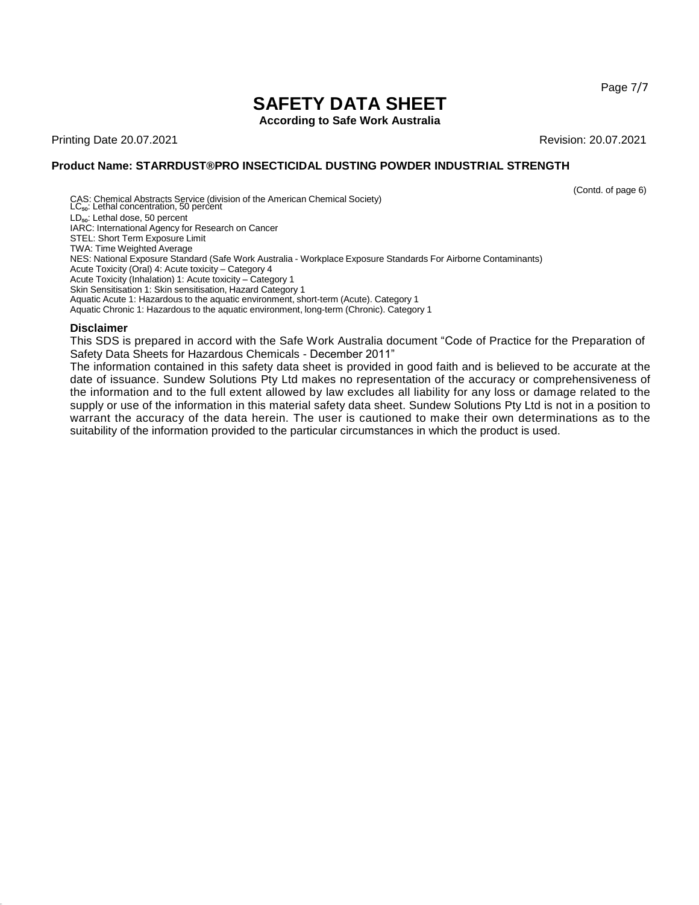(Contd. of page 6)

CAS: Chemical Abstracts Service (division of the American Chemical Society)
$LC_{50}$: Lethal concentration, 50 percent
$LD_{50}$: Lethal dose, 50 percent
IARC: International Agency for Research on Cancer
STEL: Short Term Exposure Limit
TWA: Time Weighted Average
NES: National Exposure Standard (Safe Work Australia - Workplace Exposure Standards For Airborne Contaminants)
Acute Toxicity (Oral) 4: Acute toxicity – Category 4
Acute Toxicity (Inhalation) 1: Acute toxicity – Category 1
Skin Sensitisation 1: Skin sensitisation, Hazard Category 1
Aquatic Acute 1: Hazardous to the aquatic environment, short-term (Acute). Category 1
Aquatic Chronic 1: Hazardous to the aquatic environment, long-term (Chronic). Category 1

**Disclaimer**

This SDS is prepared in accord with the Safe Work Australia document "Code of Practice for the Preparation of Safety Data Sheets for Hazardous Chemicals - December 2011"

The information contained in this safety data sheet is provided in good faith and is believed to be accurate at the date of issuance. Sundew Solutions Pty Ltd makes no representation of the accuracy or comprehensiveness of the information and to the full extent allowed by law excludes all liability for any loss or damage related to the supply or use of the information in this material safety data sheet. Sundew Solutions Pty Ltd is not in a position to warrant the accuracy of the data herein. The user is cautioned to make their own determinations as to the suitability of the information provided to the particular circumstances in which the product is used.